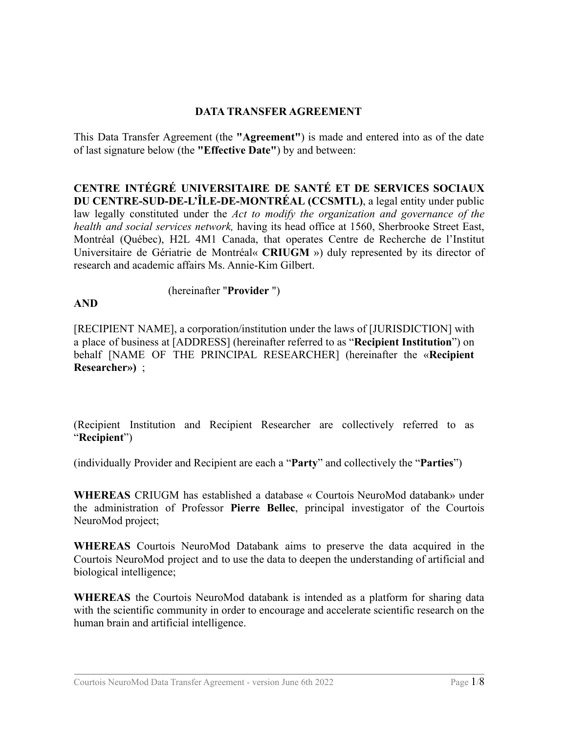# DATA TRANSFER AGREEMENT

This Data Transfer Agreement (the **"Agreement"**) is made and entered into as of the date of last signature below (the **"Effective Date"**) by and between:

**CENTRE INTÉGRÉ UNIVERSITAIRE DE SANTÉ ET DE SERVICES SOCIAUX DU CENTRE-SUD-DE-L'ÎLE-DE-MONTRÉAL (CCSMTL)**, a legal entity under public law legally constituted under the *Act to modify the organization and governance of the health and social services network,* having its head office at 1560, Sherbrooke Street East, Montréal (Québec), H2L 4M1 Canada, that operates Centre de Recherche de l'Institut Universitaire de Gériatrie de Montréal« **CRIUGM** ») duly represented by its director of research and academic affairs Ms. Annie-Kim Gilbert.

(hereinafter "**Provider** ")

**AND**

[RECIPIENT NAME], a corporation/institution under the laws of [JURISDICTION] with a place of business at [ADDRESS] (hereinafter referred to as "**Recipient Institution**") on behalf [NAME OF THE PRINCIPAL RESEARCHER] (hereinafter the «**Recipient Researcher»)** ;

(Recipient Institution and Recipient Researcher are collectively referred to as "**Recipient**")

(individually Provider and Recipient are each a "**Party**" and collectively the "**Parties**")

**WHEREAS** CRIUGM has established a database « Courtois NeuroMod databank» under the administration of Professor **Pierre Bellec**, principal investigator of the Courtois NeuroMod project;

**WHEREAS** Courtois NeuroMod Databank aims to preserve the data acquired in the Courtois NeuroMod project and to use the data to deepen the understanding of artificial and biological intelligence;

**WHEREAS** the Courtois NeuroMod databank is intended as a platform for sharing data with the scientific community in order to encourage and accelerate scientific research on the human brain and artificial intelligence.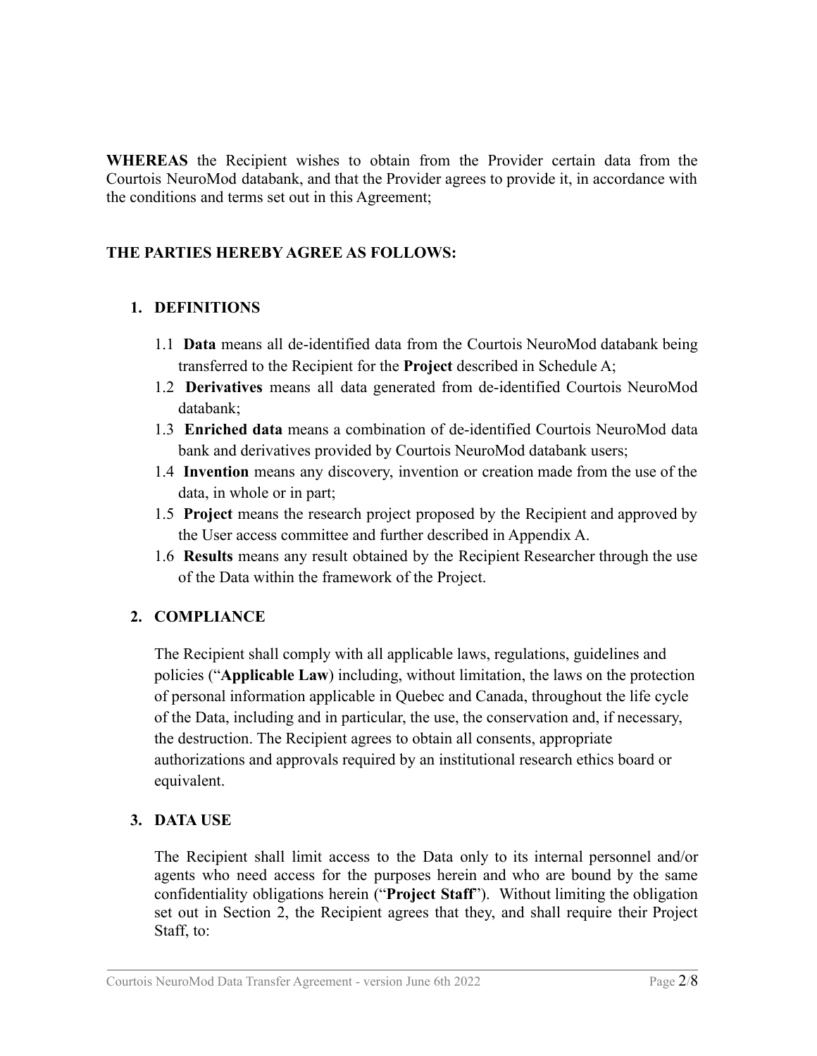**WHEREAS** the Recipient wishes to obtain from the Provider certain data from the Courtois NeuroMod databank, and that the Provider agrees to provide it, in accordance with the conditions and terms set out in this Agreement;

**THE PARTIES HEREBY AGREE AS FOLLOWS:**

## 1. DEFINITIONS

1.1 **Data** means all de-identified data from the Courtois NeuroMod databank being transferred to the Recipient for the **Project** described in Schedule A;

1.2 **Derivatives** means all data generated from de-identified Courtois NeuroMod databank;

1.3 **Enriched data** means a combination of de-identified Courtois NeuroMod data bank and derivatives provided by Courtois NeuroMod databank users;

1.4 **Invention** means any discovery, invention or creation made from the use of the data, in whole or in part;

1.5 **Project** means the research project proposed by the Recipient and approved by the User access committee and further described in Appendix A.

1.6 **Results** means any result obtained by the Recipient Researcher through the use of the Data within the framework of the Project.

## 2. COMPLIANCE

The Recipient shall comply with all applicable laws, regulations, guidelines and policies ("**Applicable Law**) including, without limitation, the laws on the protection of personal information applicable in Quebec and Canada, throughout the life cycle of the Data, including and in particular, the use, the conservation and, if necessary, the destruction. The Recipient agrees to obtain all consents, appropriate authorizations and approvals required by an institutional research ethics board or equivalent.

## 3. DATA USE

The Recipient shall limit access to the Data only to its internal personnel and/or agents who need access for the purposes herein and who are bound by the same confidentiality obligations herein ("**Project Staff**"). Without limiting the obligation set out in Section 2, the Recipient agrees that they, and shall require their Project Staff, to: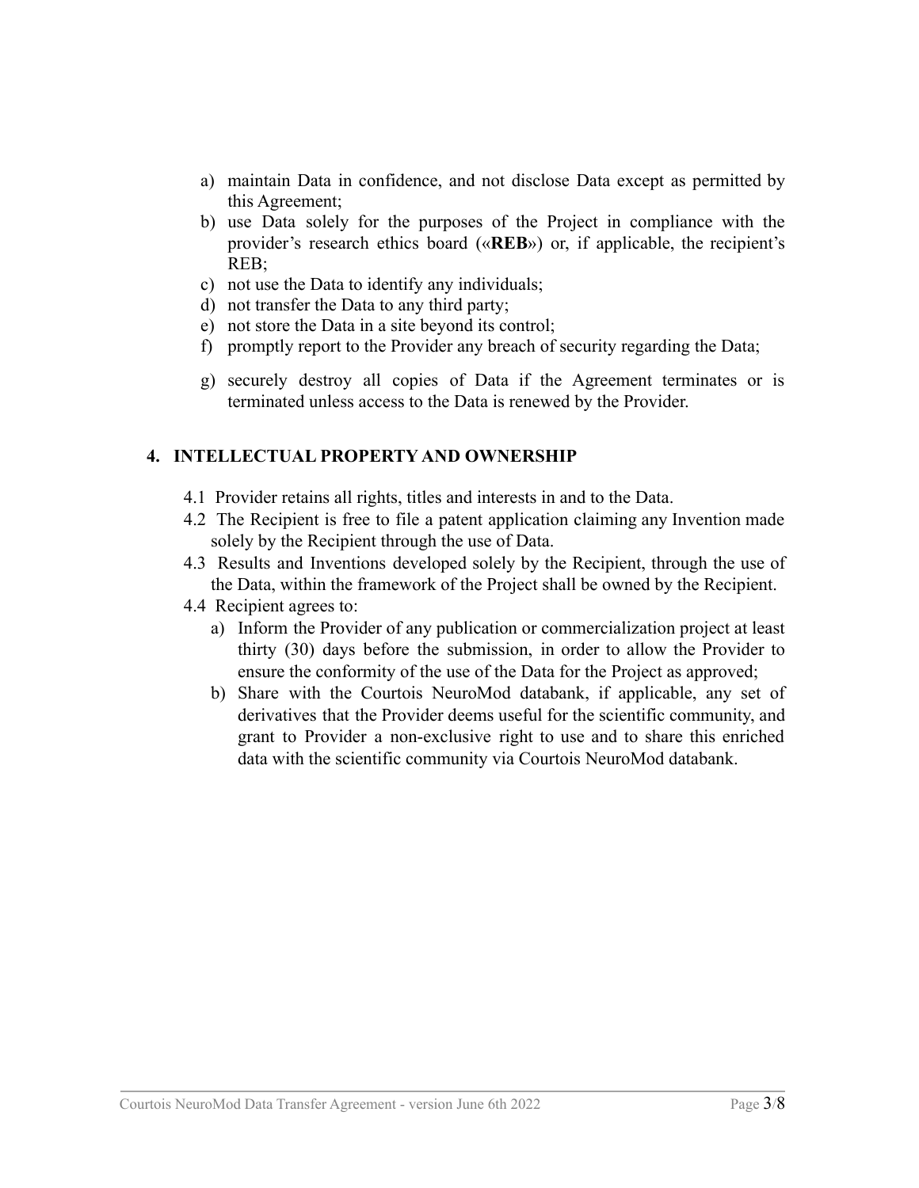a) maintain Data in confidence, and not disclose Data except as permitted by this Agreement;
b) use Data solely for the purposes of the Project in compliance with the provider's research ethics board («**REB**») or, if applicable, the recipient's REB;
c) not use the Data to identify any individuals;
d) not transfer the Data to any third party;
e) not store the Data in a site beyond its control;
f) promptly report to the Provider any breach of security regarding the Data;
g) securely destroy all copies of Data if the Agreement terminates or is terminated unless access to the Data is renewed by the Provider.

## 4. INTELLECTUAL PROPERTY AND OWNERSHIP

4.1 Provider retains all rights, titles and interests in and to the Data.

4.2 The Recipient is free to file a patent application claiming any Invention made solely by the Recipient through the use of Data.

4.3 Results and Inventions developed solely by the Recipient, through the use of the Data, within the framework of the Project shall be owned by the Recipient.

4.4 Recipient agrees to:

a) Inform the Provider of any publication or commercialization project at least thirty (30) days before the submission, in order to allow the Provider to ensure the conformity of the use of the Data for the Project as approved;
b) Share with the Courtois NeuroMod databank, if applicable, any set of derivatives that the Provider deems useful for the scientific community, and grant to Provider a non-exclusive right to use and to share this enriched data with the scientific community via Courtois NeuroMod databank.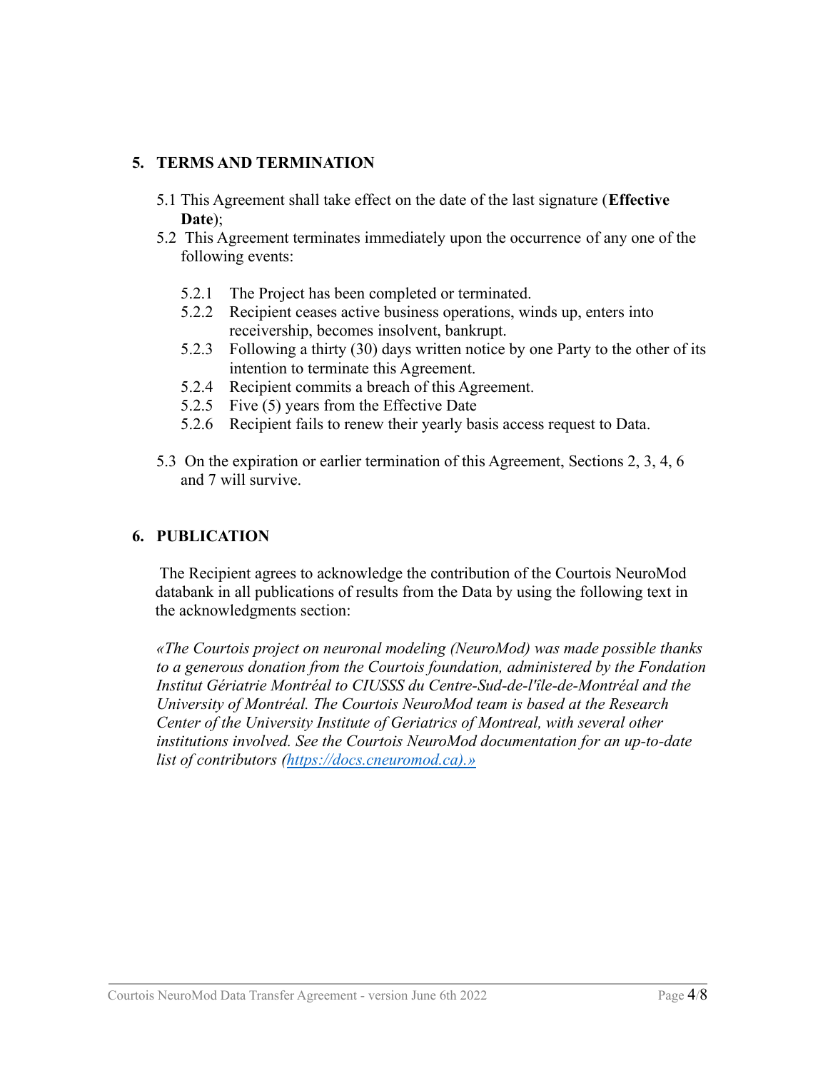## 5. TERMS AND TERMINATION

5.1 This Agreement shall take effect on the date of the last signature (**Effective Date**);

5.2 This Agreement terminates immediately upon the occurrence of any one of the following events:

- 5.2.1 The Project has been completed or terminated.
- 5.2.2 Recipient ceases active business operations, winds up, enters into receivership, becomes insolvent, bankrupt.
- 5.2.3 Following a thirty (30) days written notice by one Party to the other of its intention to terminate this Agreement.
- 5.2.4 Recipient commits a breach of this Agreement.
- 5.2.5 Five (5) years from the Effective Date
- 5.2.6 Recipient fails to renew their yearly basis access request to Data.

5.3 On the expiration or earlier termination of this Agreement, Sections 2, 3, 4, 6 and 7 will survive.

## 6. PUBLICATION

The Recipient agrees to acknowledge the contribution of the Courtois NeuroMod databank in all publications of results from the Data by using the following text in the acknowledgments section:

*«The Courtois project on neuronal modeling (NeuroMod) was made possible thanks to a generous donation from the Courtois foundation, administered by the Fondation Institut Gériatrie Montréal to CIUSSS du Centre-Sud-de-l'île-de-Montréal and the University of Montréal. The Courtois NeuroMod team is based at the Research Center of the University Institute of Geriatrics of Montreal, with several other institutions involved. See the Courtois NeuroMod documentation for an up-to-date list of contributors (https://docs.cneuromod.ca).»*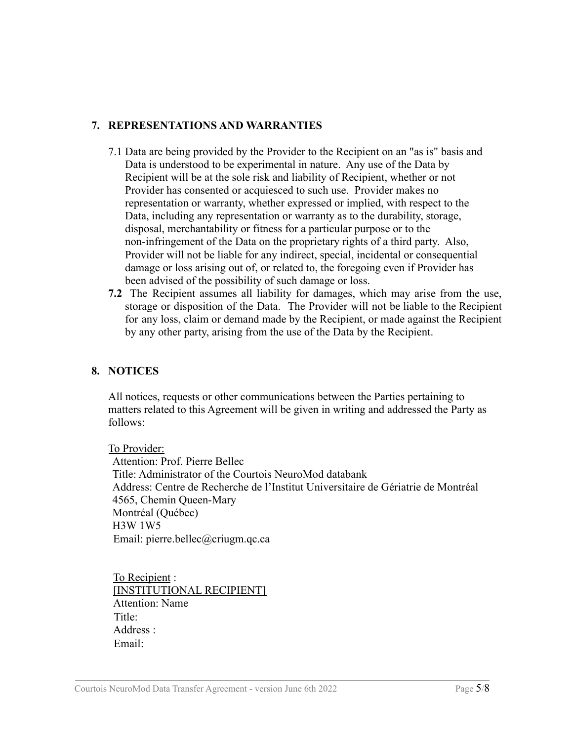## 7. REPRESENTATIONS AND WARRANTIES

7.1 Data are being provided by the Provider to the Recipient on an "as is" basis and Data is understood to be experimental in nature. Any use of the Data by Recipient will be at the sole risk and liability of Recipient, whether or not Provider has consented or acquiesced to such use. Provider makes no representation or warranty, whether expressed or implied, with respect to the Data, including any representation or warranty as to the durability, storage, disposal, merchantability or fitness for a particular purpose or to the non-infringement of the Data on the proprietary rights of a third party. Also, Provider will not be liable for any indirect, special, incidental or consequential damage or loss arising out of, or related to, the foregoing even if Provider has been advised of the possibility of such damage or loss.

**7.2** The Recipient assumes all liability for damages, which may arise from the use, storage or disposition of the Data. The Provider will not be liable to the Recipient for any loss, claim or demand made by the Recipient, or made against the Recipient by any other party, arising from the use of the Data by the Recipient.

## 8. NOTICES

All notices, requests or other communications between the Parties pertaining to matters related to this Agreement will be given in writing and addressed the Party as follows:

To Provider:
Attention: Prof. Pierre Bellec
Title: Administrator of the Courtois NeuroMod databank
Address: Centre de Recherche de l'Institut Universitaire de Gériatrie de Montréal
4565, Chemin Queen-Mary
Montréal (Québec)
H3W 1W5
Email: pierre.bellec@criugm.qc.ca

To Recipient :
[INSTITUTIONAL RECIPIENT]
Attention: Name
Title:
Address :
Email: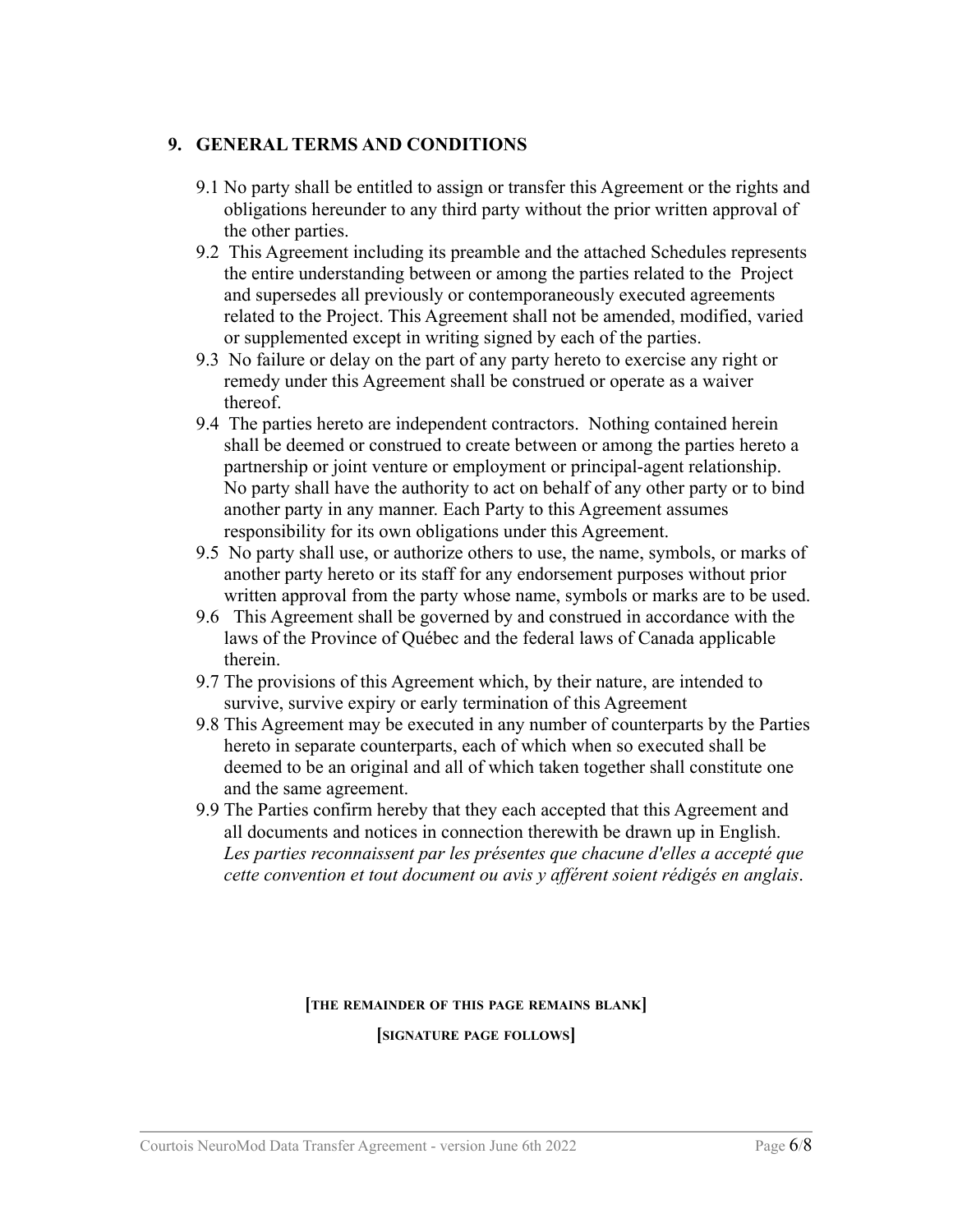## 9. GENERAL TERMS AND CONDITIONS

9.1 No party shall be entitled to assign or transfer this Agreement or the rights and obligations hereunder to any third party without the prior written approval of the other parties.

9.2 This Agreement including its preamble and the attached Schedules represents the entire understanding between or among the parties related to the Project and supersedes all previously or contemporaneously executed agreements related to the Project. This Agreement shall not be amended, modified, varied or supplemented except in writing signed by each of the parties.

9.3 No failure or delay on the part of any party hereto to exercise any right or remedy under this Agreement shall be construed or operate as a waiver thereof.

9.4 The parties hereto are independent contractors. Nothing contained herein shall be deemed or construed to create between or among the parties hereto a partnership or joint venture or employment or principal-agent relationship. No party shall have the authority to act on behalf of any other party or to bind another party in any manner. Each Party to this Agreement assumes responsibility for its own obligations under this Agreement.

9.5 No party shall use, or authorize others to use, the name, symbols, or marks of another party hereto or its staff for any endorsement purposes without prior written approval from the party whose name, symbols or marks are to be used.

9.6 This Agreement shall be governed by and construed in accordance with the laws of the Province of Québec and the federal laws of Canada applicable therein.

9.7 The provisions of this Agreement which, by their nature, are intended to survive, survive expiry or early termination of this Agreement

9.8 This Agreement may be executed in any number of counterparts by the Parties hereto in separate counterparts, each of which when so executed shall be deemed to be an original and all of which taken together shall constitute one and the same agreement.

9.9 The Parties confirm hereby that they each accepted that this Agreement and all documents and notices in connection therewith be drawn up in English. *Les parties reconnaissent par les présentes que chacune d'elles a accepté que cette convention et tout document ou avis y afférent soient rédigés en anglais*.

**[THE REMAINDER OF THIS PAGE REMAINS BLANK]**

**[SIGNATURE PAGE FOLLOWS]**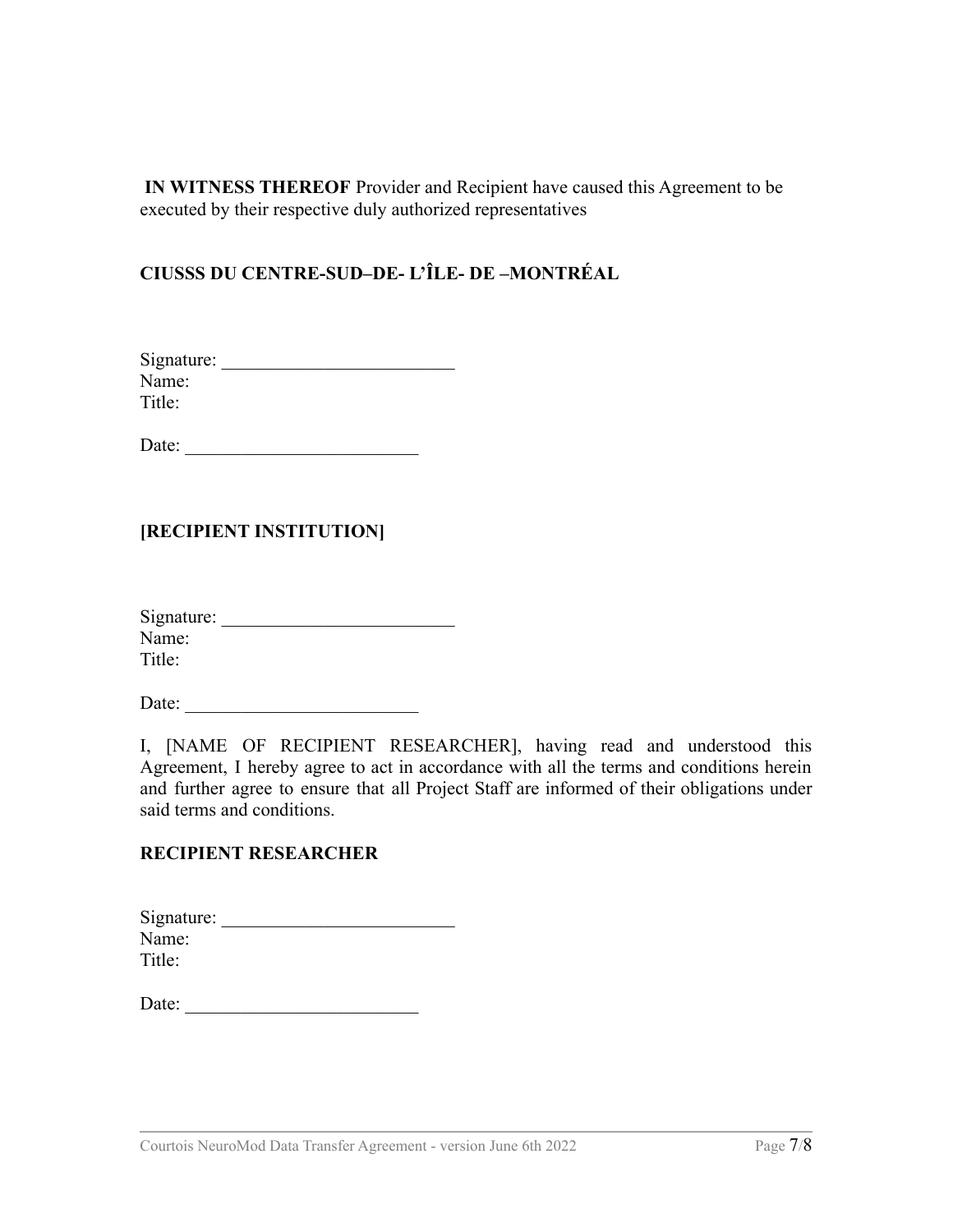**IN WITNESS THEREOF** Provider and Recipient have caused this Agreement to be executed by their respective duly authorized representatives

**CIUSSS DU CENTRE-SUD–DE- L'ÎLE- DE –MONTRÉAL**

Signature: _________________________
Name:
Title:

Date: _________________________

**[RECIPIENT INSTITUTION]**

Signature: _________________________
Name:
Title:

Date: _________________________

I, [NAME OF RECIPIENT RESEARCHER], having read and understood this Agreement, I hereby agree to act in accordance with all the terms and conditions herein and further agree to ensure that all Project Staff are informed of their obligations under said terms and conditions.

**RECIPIENT RESEARCHER**

Signature: _________________________
Name:
Title:

Date: _________________________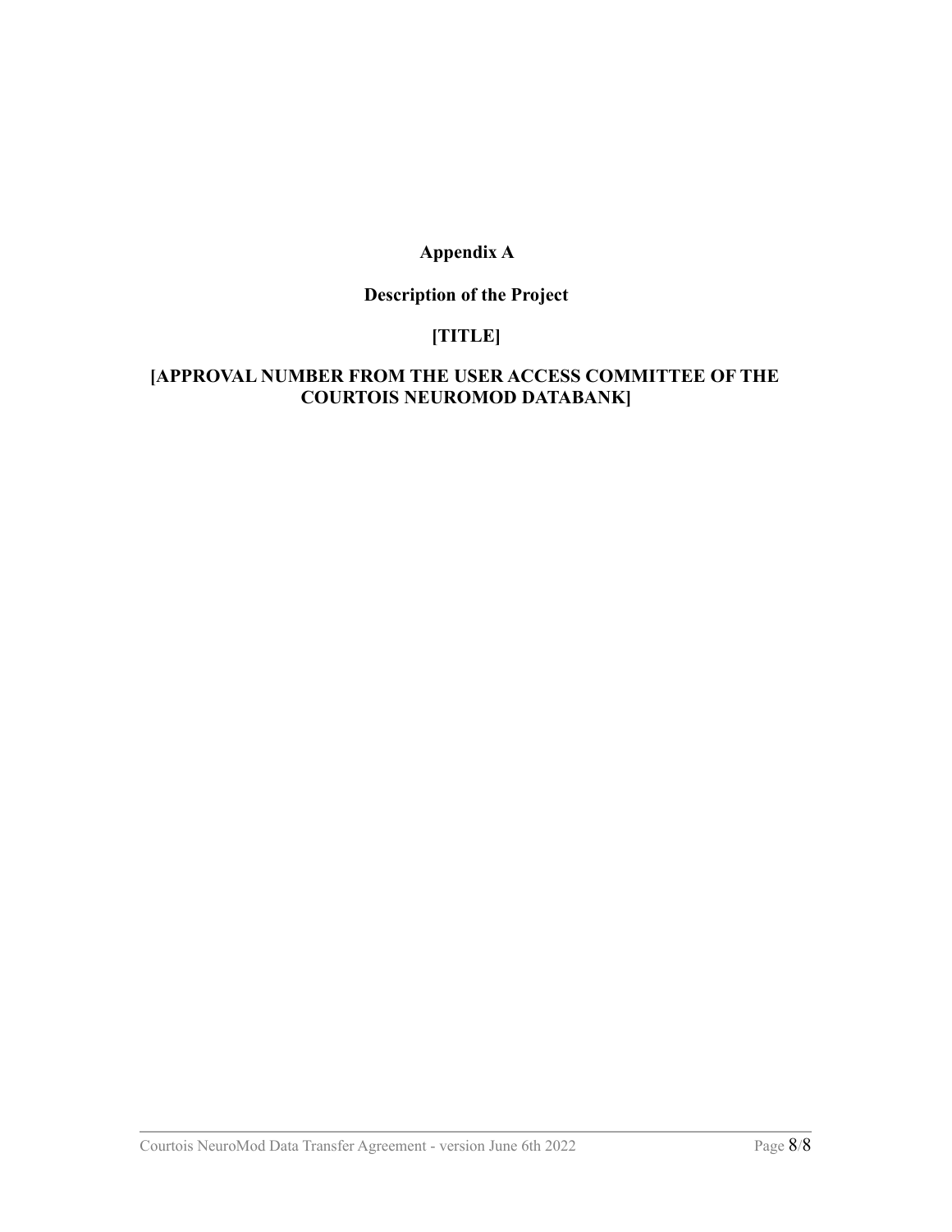**Appendix A**

**Description of the Project**

**[TITLE]**

**[APPROVAL NUMBER FROM THE USER ACCESS COMMITTEE OF THE COURTOIS NEUROMOD DATABANK]**